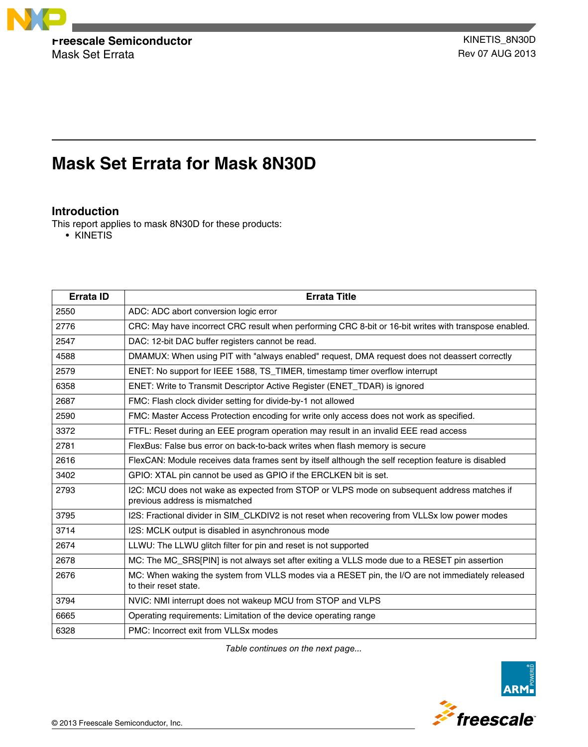Freescale Semiconductor
Mask Set Errata

KINETIS_8N30D
Rev 07 AUG 2013

# Mask Set Errata for Mask 8N30D

## Introduction

This report applies to mask 8N30D for these products:

- KINETIS

| Errata ID | Errata Title |
|---|---|
| 2550 | ADC: ADC abort conversion logic error |
| 2776 | CRC: May have incorrect CRC result when performing CRC 8-bit or 16-bit writes with transpose enabled. |
| 2547 | DAC: 12-bit DAC buffer registers cannot be read. |
| 4588 | DMAMUX: When using PIT with "always enabled" request, DMA request does not deassert correctly |
| 2579 | ENET: No support for IEEE 1588, TS_TIMER, timestamp timer overflow interrupt |
| 6358 | ENET: Write to Transmit Descriptor Active Register (ENET_TDAR) is ignored |
| 2687 | FMC: Flash clock divider setting for divide-by-1 not allowed |
| 2590 | FMC: Master Access Protection encoding for write only access does not work as specified. |
| 3372 | FTFL: Reset during an EEE program operation may result in an invalid EEE read access |
| 2781 | FlexBus: False bus error on back-to-back writes when flash memory is secure |
| 2616 | FlexCAN: Module receives data frames sent by itself although the self reception feature is disabled |
| 3402 | GPIO: XTAL pin cannot be used as GPIO if the ERCLKEN bit is set. |
| 2793 | I2C: MCU does not wake as expected from STOP or VLPS mode on subsequent address matches if previous address is mismatched |
| 3795 | I2S: Fractional divider in SIM_CLKDIV2 is not reset when recovering from VLLSx low power modes |
| 3714 | I2S: MCLK output is disabled in asynchronous mode |
| 2674 | LLWU: The LLWU glitch filter for pin and reset is not supported |
| 2678 | MC: The MC_SRS[PIN] is not always set after exiting a VLLS mode due to a RESET pin assertion |
| 2676 | MC: When waking the system from VLLS modes via a RESET pin, the I/O are not immediately released to their reset state. |
| 3794 | NVIC: NMI interrupt does not wakeup MCU from STOP and VLPS |
| 6665 | Operating requirements: Limitation of the device operating range |
| 6328 | PMC: Incorrect exit from VLLSx modes |

*Table continues on the next page...*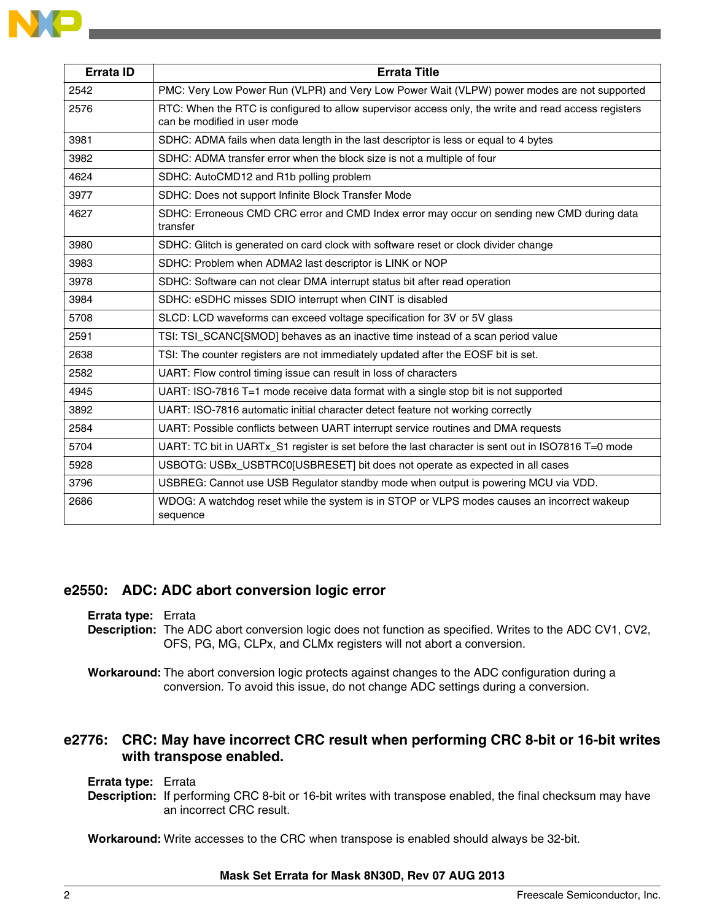| Errata ID | Errata Title |
|---|---|
| 2542 | PMC: Very Low Power Run (VLPR) and Very Low Power Wait (VLPW) power modes are not supported |
| 2576 | RTC: When the RTC is configured to allow supervisor access only, the write and read access registers can be modified in user mode |
| 3981 | SDHC: ADMA fails when data length in the last descriptor is less or equal to 4 bytes |
| 3982 | SDHC: ADMA transfer error when the block size is not a multiple of four |
| 4624 | SDHC: AutoCMD12 and R1b polling problem |
| 3977 | SDHC: Does not support Infinite Block Transfer Mode |
| 4627 | SDHC: Erroneous CMD CRC error and CMD Index error may occur on sending new CMD during data transfer |
| 3980 | SDHC: Glitch is generated on card clock with software reset or clock divider change |
| 3983 | SDHC: Problem when ADMA2 last descriptor is LINK or NOP |
| 3978 | SDHC: Software can not clear DMA interrupt status bit after read operation |
| 3984 | SDHC: eSDHC misses SDIO interrupt when CINT is disabled |
| 5708 | SLCD: LCD waveforms can exceed voltage specification for 3V or 5V glass |
| 2591 | TSI: TSI_SCANC[SMOD] behaves as an inactive time instead of a scan period value |
| 2638 | TSI: The counter registers are not immediately updated after the EOSF bit is set. |
| 2582 | UART: Flow control timing issue can result in loss of characters |
| 4945 | UART: ISO-7816 T=1 mode receive data format with a single stop bit is not supported |
| 3892 | UART: ISO-7816 automatic initial character detect feature not working correctly |
| 2584 | UART: Possible conflicts between UART interrupt service routines and DMA requests |
| 5704 | UART: TC bit in UARTx_S1 register is set before the last character is sent out in ISO7816 T=0 mode |
| 5928 | USBOTG: USBx_USBTRC0[USBRESET] bit does not operate as expected in all cases |
| 3796 | USBREG: Cannot use USB Regulator standby mode when output is powering MCU via VDD. |
| 2686 | WDOG: A watchdog reset while the system is in STOP or VLPS modes causes an incorrect wakeup sequence |

## e2550: ADC: ADC abort conversion logic error

**Errata type:** Errata

**Description:** The ADC abort conversion logic does not function as specified. Writes to the ADC CV1, CV2, OFS, PG, MG, CLPx, and CLMx registers will not abort a conversion.

**Workaround:** The abort conversion logic protects against changes to the ADC configuration during a conversion. To avoid this issue, do not change ADC settings during a conversion.

## e2776: CRC: May have incorrect CRC result when performing CRC 8-bit or 16-bit writes with transpose enabled.

**Errata type:** Errata

**Description:** If performing CRC 8-bit or 16-bit writes with transpose enabled, the final checksum may have an incorrect CRC result.

**Workaround:** Write accesses to the CRC when transpose is enabled should always be 32-bit.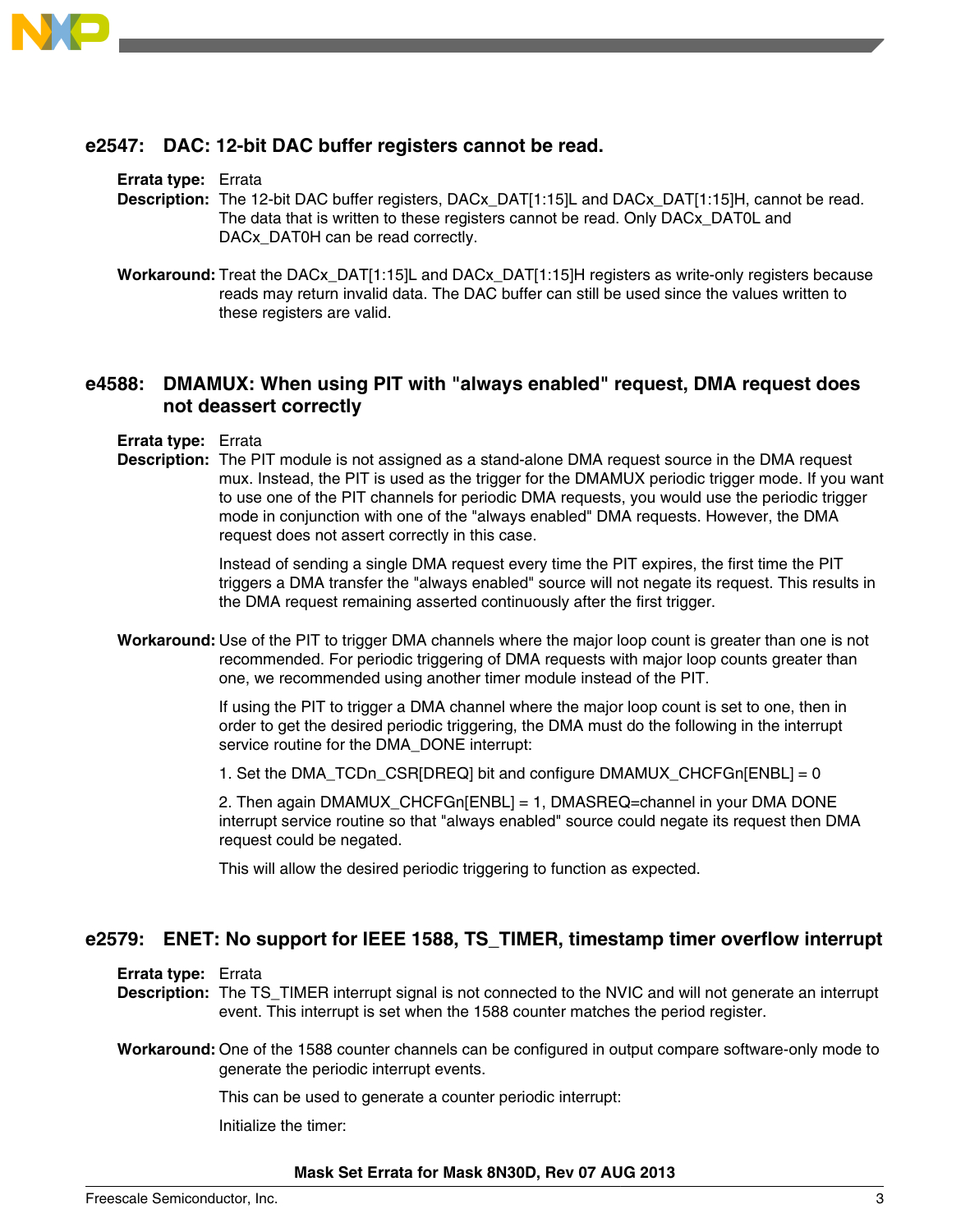## e2547: DAC: 12-bit DAC buffer registers cannot be read.

**Errata type:** Errata

**Description:** The 12-bit DAC buffer registers, DACx_DAT[1:15]L and DACx_DAT[1:15]H, cannot be read. The data that is written to these registers cannot be read. Only DACx_DAT0L and DACx_DAT0H can be read correctly.

**Workaround:** Treat the DACx_DAT[1:15]L and DACx_DAT[1:15]H registers as write-only registers because reads may return invalid data. The DAC buffer can still be used since the values written to these registers are valid.

## e4588: DMAMUX: When using PIT with "always enabled" request, DMA request does not deassert correctly

**Errata type:** Errata

**Description:** The PIT module is not assigned as a stand-alone DMA request source in the DMA request mux. Instead, the PIT is used as the trigger for the DMAMUX periodic trigger mode. If you want to use one of the PIT channels for periodic DMA requests, you would use the periodic trigger mode in conjunction with one of the "always enabled" DMA requests. However, the DMA request does not assert correctly in this case.

Instead of sending a single DMA request every time the PIT expires, the first time the PIT triggers a DMA transfer the "always enabled" source will not negate its request. This results in the DMA request remaining asserted continuously after the first trigger.

**Workaround:** Use of the PIT to trigger DMA channels where the major loop count is greater than one is not recommended. For periodic triggering of DMA requests with major loop counts greater than one, we recommended using another timer module instead of the PIT.

If using the PIT to trigger a DMA channel where the major loop count is set to one, then in order to get the desired periodic triggering, the DMA must do the following in the interrupt service routine for the DMA_DONE interrupt:

1. Set the DMA_TCDn_CSR[DREQ] bit and configure DMAMUX_CHCFGn[ENBL] = 0

2. Then again DMAMUX_CHCFGn[ENBL] = 1, DMASREQ=channel in your DMA DONE interrupt service routine so that "always enabled" source could negate its request then DMA request could be negated.

This will allow the desired periodic triggering to function as expected.

## e2579: ENET: No support for IEEE 1588, TS_TIMER, timestamp timer overflow interrupt

**Errata type:** Errata

**Description:** The TS_TIMER interrupt signal is not connected to the NVIC and will not generate an interrupt event. This interrupt is set when the 1588 counter matches the period register.

**Workaround:** One of the 1588 counter channels can be configured in output compare software-only mode to generate the periodic interrupt events.

This can be used to generate a counter periodic interrupt:

Initialize the timer: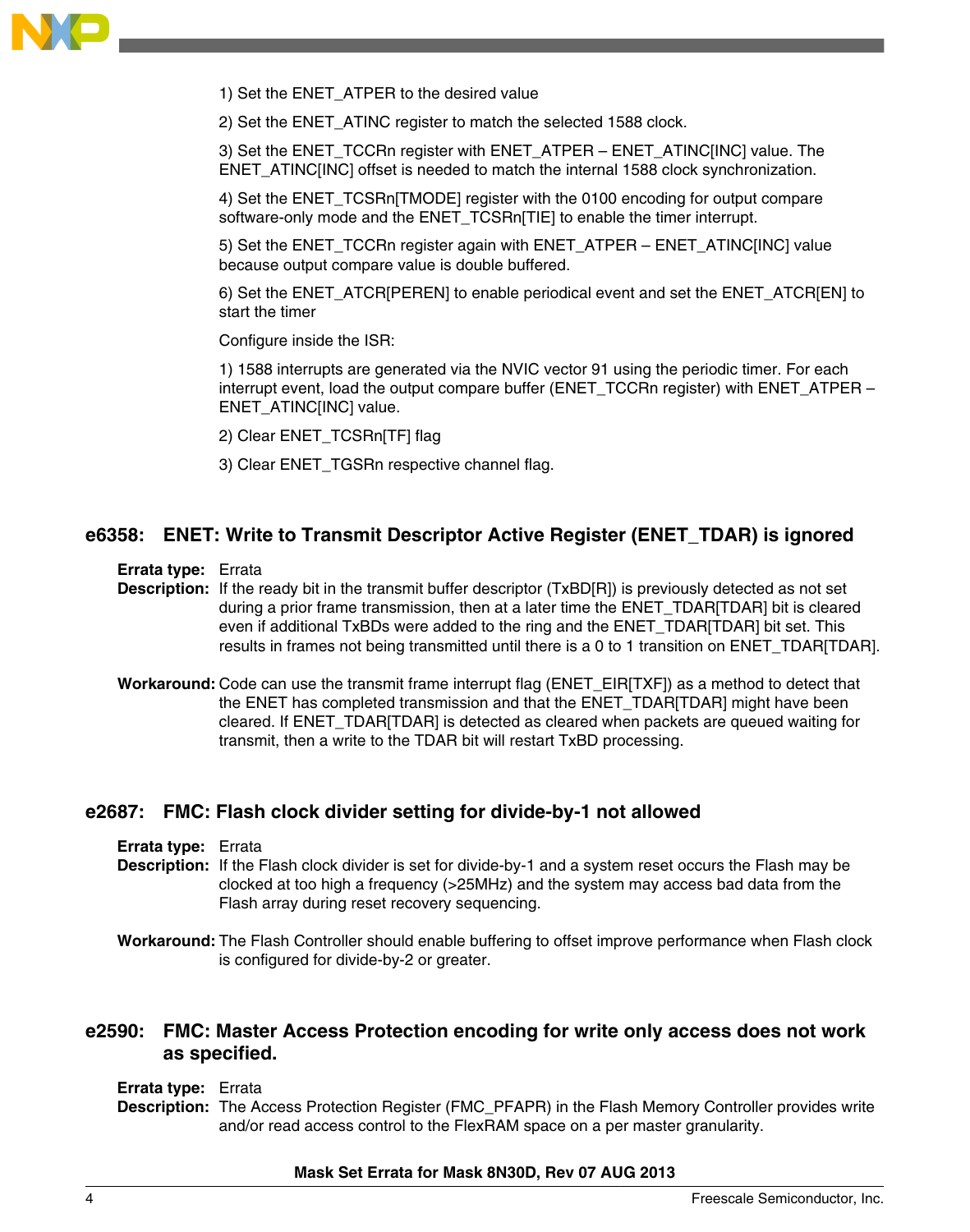1) Set the ENET_ATPER to the desired value

2) Set the ENET_ATINC register to match the selected 1588 clock.

3) Set the ENET_TCCRn register with ENET_ATPER – ENET_ATINC[INC] value. The ENET_ATINC[INC] offset is needed to match the internal 1588 clock synchronization.

4) Set the ENET_TCSRn[TMODE] register with the 0100 encoding for output compare software-only mode and the ENET_TCSRn[TIE] to enable the timer interrupt.

5) Set the ENET_TCCRn register again with ENET_ATPER – ENET_ATINC[INC] value because output compare value is double buffered.

6) Set the ENET_ATCR[PEREN] to enable periodical event and set the ENET_ATCR[EN] to start the timer

Configure inside the ISR:

1) 1588 interrupts are generated via the NVIC vector 91 using the periodic timer. For each interrupt event, load the output compare buffer (ENET_TCCRn register) with ENET_ATPER – ENET_ATINC[INC] value.

2) Clear ENET_TCSRn[TF] flag

3) Clear ENET_TGSRn respective channel flag.

## e6358: ENET: Write to Transmit Descriptor Active Register (ENET_TDAR) is ignored

**Errata type:** Errata

**Description:** If the ready bit in the transmit buffer descriptor (TxBD[R]) is previously detected as not set during a prior frame transmission, then at a later time the ENET_TDAR[TDAR] bit is cleared even if additional TxBDs were added to the ring and the ENET_TDAR[TDAR] bit set. This results in frames not being transmitted until there is a 0 to 1 transition on ENET_TDAR[TDAR].

**Workaround:** Code can use the transmit frame interrupt flag (ENET_EIR[TXF]) as a method to detect that the ENET has completed transmission and that the ENET_TDAR[TDAR] might have been cleared. If ENET_TDAR[TDAR] is detected as cleared when packets are queued waiting for transmit, then a write to the TDAR bit will restart TxBD processing.

## e2687: FMC: Flash clock divider setting for divide-by-1 not allowed

**Errata type:** Errata

**Description:** If the Flash clock divider is set for divide-by-1 and a system reset occurs the Flash may be clocked at too high a frequency (>25MHz) and the system may access bad data from the Flash array during reset recovery sequencing.

**Workaround:** The Flash Controller should enable buffering to offset improve performance when Flash clock is configured for divide-by-2 or greater.

## e2590: FMC: Master Access Protection encoding for write only access does not work as specified.

**Errata type:** Errata

**Description:** The Access Protection Register (FMC_PFAPR) in the Flash Memory Controller provides write and/or read access control to the FlexRAM space on a per master granularity.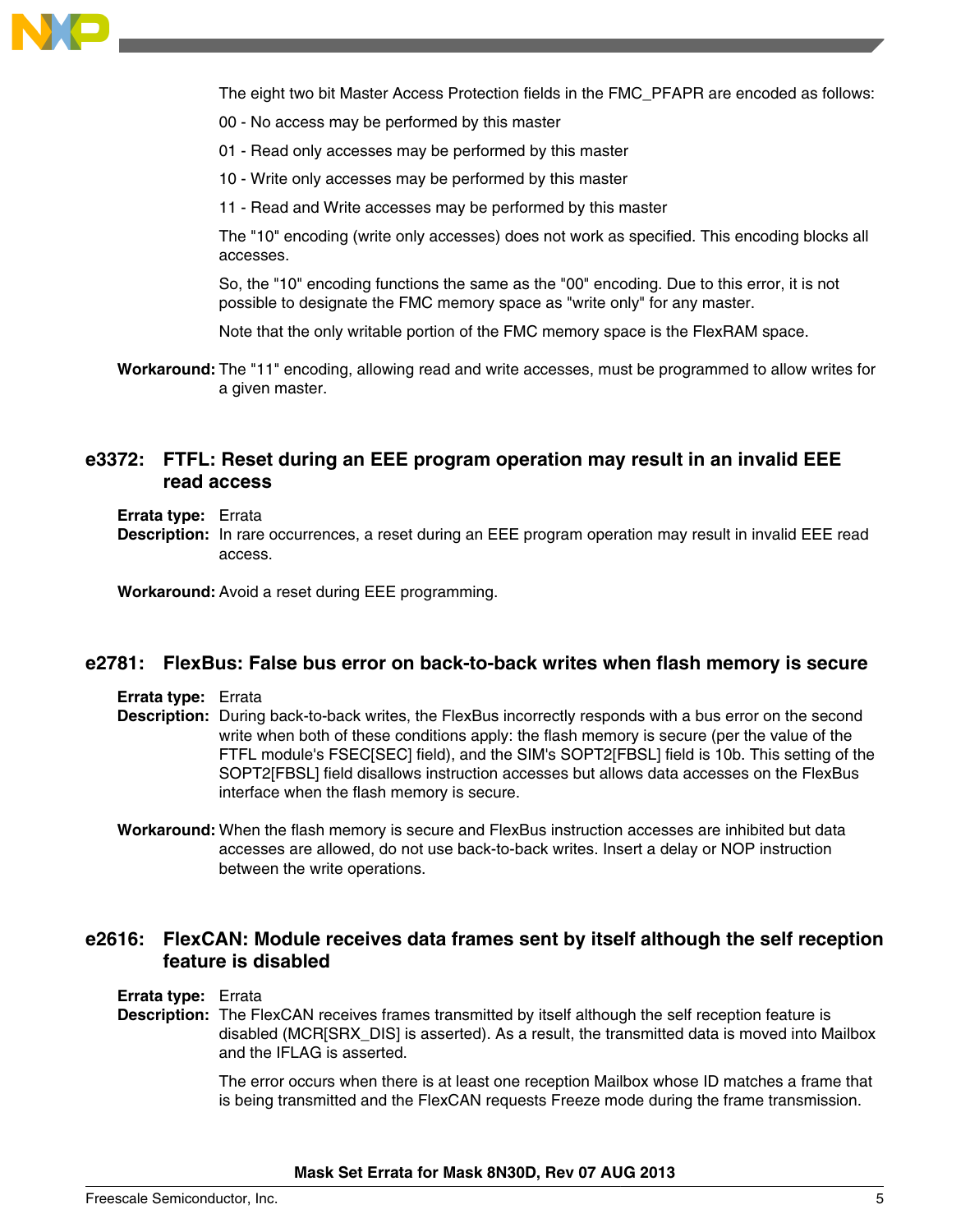The eight two bit Master Access Protection fields in the FMC_PFAPR are encoded as follows:

00 - No access may be performed by this master

01 - Read only accesses may be performed by this master

10 - Write only accesses may be performed by this master

11 - Read and Write accesses may be performed by this master

The "10" encoding (write only accesses) does not work as specified. This encoding blocks all accesses.

So, the "10" encoding functions the same as the "00" encoding. Due to this error, it is not possible to designate the FMC memory space as "write only" for any master.

Note that the only writable portion of the FMC memory space is the FlexRAM space.

**Workaround:** The "11" encoding, allowing read and write accesses, must be programmed to allow writes for a given master.

## e3372: FTFL: Reset during an EEE program operation may result in an invalid EEE read access

**Errata type:** Errata

**Description:** In rare occurrences, a reset during an EEE program operation may result in invalid EEE read access.

**Workaround:** Avoid a reset during EEE programming.

## e2781: FlexBus: False bus error on back-to-back writes when flash memory is secure

**Errata type:** Errata

**Description:** During back-to-back writes, the FlexBus incorrectly responds with a bus error on the second write when both of these conditions apply: the flash memory is secure (per the value of the FTFL module's FSEC[SEC] field), and the SIM's SOPT2[FBSL] field is 10b. This setting of the SOPT2[FBSL] field disallows instruction accesses but allows data accesses on the FlexBus interface when the flash memory is secure.

**Workaround:** When the flash memory is secure and FlexBus instruction accesses are inhibited but data accesses are allowed, do not use back-to-back writes. Insert a delay or NOP instruction between the write operations.

## e2616: FlexCAN: Module receives data frames sent by itself although the self reception feature is disabled

**Errata type:** Errata

**Description:** The FlexCAN receives frames transmitted by itself although the self reception feature is disabled (MCR[SRX_DIS] is asserted). As a result, the transmitted data is moved into Mailbox and the IFLAG is asserted.

The error occurs when there is at least one reception Mailbox whose ID matches a frame that is being transmitted and the FlexCAN requests Freeze mode during the frame transmission.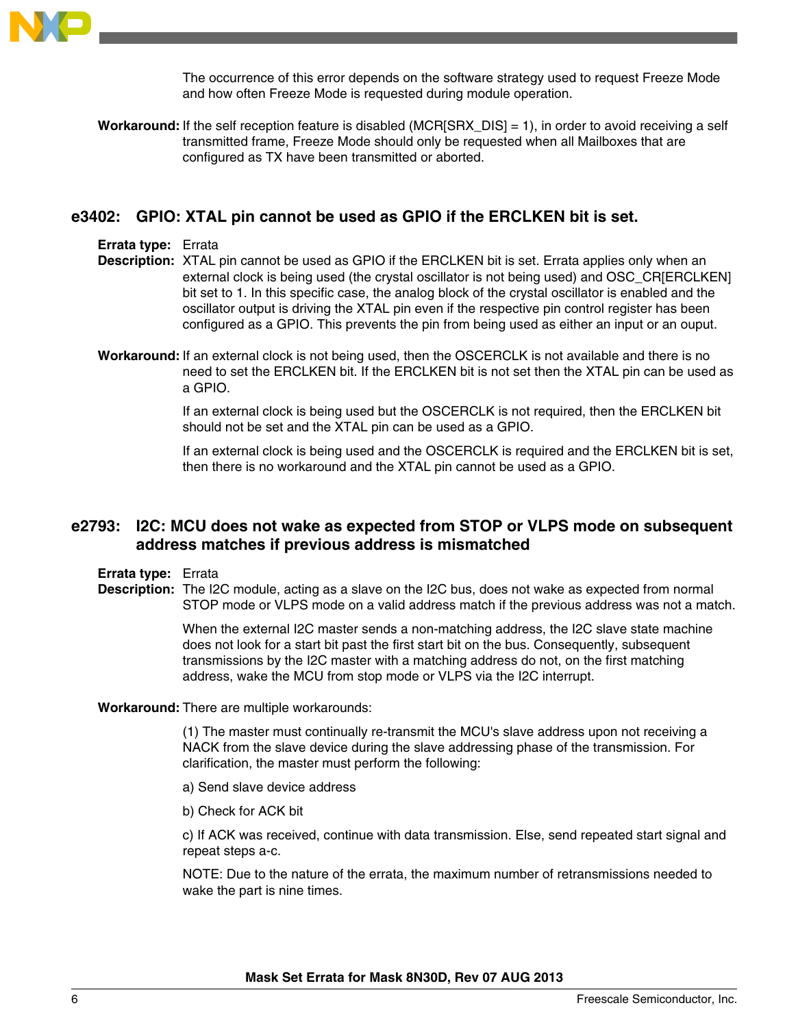The occurrence of this error depends on the software strategy used to request Freeze Mode and how often Freeze Mode is requested during module operation.

**Workaround:** If the self reception feature is disabled (MCR[SRX_DIS] = 1), in order to avoid receiving a self transmitted frame, Freeze Mode should only be requested when all Mailboxes that are configured as TX have been transmitted or aborted.

## e3402: GPIO: XTAL pin cannot be used as GPIO if the ERCLKEN bit is set.

**Errata type:** Errata

**Description:** XTAL pin cannot be used as GPIO if the ERCLKEN bit is set. Errata applies only when an external clock is being used (the crystal oscillator is not being used) and OSC_CR[ERCLKEN] bit set to 1. In this specific case, the analog block of the crystal oscillator is enabled and the oscillator output is driving the XTAL pin even if the respective pin control register has been configured as a GPIO. This prevents the pin from being used as either an input or an ouput.

**Workaround:** If an external clock is not being used, then the OSCERCLK is not available and there is no need to set the ERCLKEN bit. If the ERCLKEN bit is not set then the XTAL pin can be used as a GPIO.

If an external clock is being used but the OSCERCLK is not required, then the ERCLKEN bit should not be set and the XTAL pin can be used as a GPIO.

If an external clock is being used and the OSCERCLK is required and the ERCLKEN bit is set, then there is no workaround and the XTAL pin cannot be used as a GPIO.

## e2793: I2C: MCU does not wake as expected from STOP or VLPS mode on subsequent address matches if previous address is mismatched

**Errata type:** Errata

**Description:** The I2C module, acting as a slave on the I2C bus, does not wake as expected from normal STOP mode or VLPS mode on a valid address match if the previous address was not a match.

When the external I2C master sends a non-matching address, the I2C slave state machine does not look for a start bit past the first start bit on the bus. Consequently, subsequent transmissions by the I2C master with a matching address do not, on the first matching address, wake the MCU from stop mode or VLPS via the I2C interrupt.

**Workaround:** There are multiple workarounds:

(1) The master must continually re-transmit the MCU's slave address upon not receiving a NACK from the slave device during the slave addressing phase of the transmission. For clarification, the master must perform the following:

a) Send slave device address

b) Check for ACK bit

c) If ACK was received, continue with data transmission. Else, send repeated start signal and repeat steps a-c.

NOTE: Due to the nature of the errata, the maximum number of retransmissions needed to wake the part is nine times.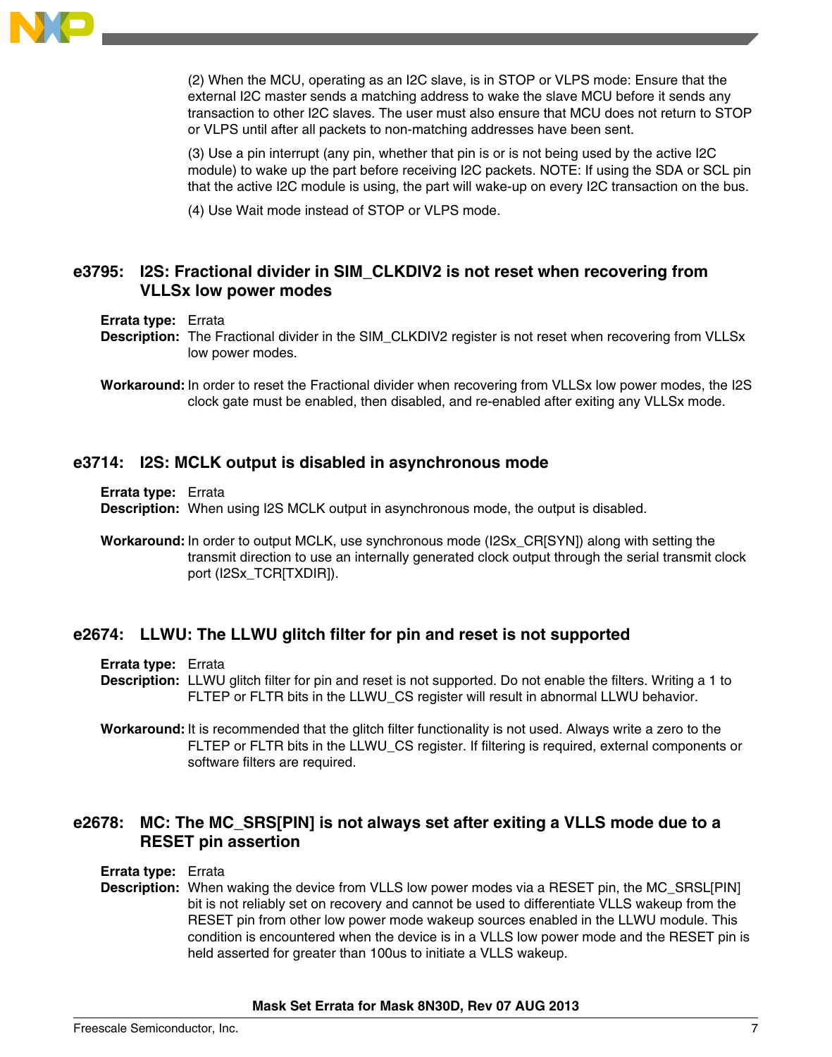(2) When the MCU, operating as an I2C slave, is in STOP or VLPS mode: Ensure that the external I2C master sends a matching address to wake the slave MCU before it sends any transaction to other I2C slaves. The user must also ensure that MCU does not return to STOP or VLPS until after all packets to non-matching addresses have been sent.

(3) Use a pin interrupt (any pin, whether that pin is or is not being used by the active I2C module) to wake up the part before receiving I2C packets. NOTE: If using the SDA or SCL pin that the active I2C module is using, the part will wake-up on every I2C transaction on the bus.

(4) Use Wait mode instead of STOP or VLPS mode.

## e3795: I2S: Fractional divider in SIM_CLKDIV2 is not reset when recovering from VLLSx low power modes

**Errata type:** Errata

**Description:** The Fractional divider in the SIM_CLKDIV2 register is not reset when recovering from VLLSx low power modes.

**Workaround:** In order to reset the Fractional divider when recovering from VLLSx low power modes, the I2S clock gate must be enabled, then disabled, and re-enabled after exiting any VLLSx mode.

## e3714: I2S: MCLK output is disabled in asynchronous mode

**Errata type:** Errata

**Description:** When using I2S MCLK output in asynchronous mode, the output is disabled.

**Workaround:** In order to output MCLK, use synchronous mode (I2Sx_CR[SYN]) along with setting the transmit direction to use an internally generated clock output through the serial transmit clock port (I2Sx_TCR[TXDIR]).

## e2674: LLWU: The LLWU glitch filter for pin and reset is not supported

**Errata type:** Errata

**Description:** LLWU glitch filter for pin and reset is not supported. Do not enable the filters. Writing a 1 to FLTEP or FLTR bits in the LLWU_CS register will result in abnormal LLWU behavior.

**Workaround:** It is recommended that the glitch filter functionality is not used. Always write a zero to the FLTEP or FLTR bits in the LLWU_CS register. If filtering is required, external components or software filters are required.

## e2678: MC: The MC_SRS[PIN] is not always set after exiting a VLLS mode due to a RESET pin assertion

**Errata type:** Errata

**Description:** When waking the device from VLLS low power modes via a RESET pin, the MC_SRSL[PIN] bit is not reliably set on recovery and cannot be used to differentiate VLLS wakeup from the RESET pin from other low power mode wakeup sources enabled in the LLWU module. This condition is encountered when the device is in a VLLS low power mode and the RESET pin is held asserted for greater than 100us to initiate a VLLS wakeup.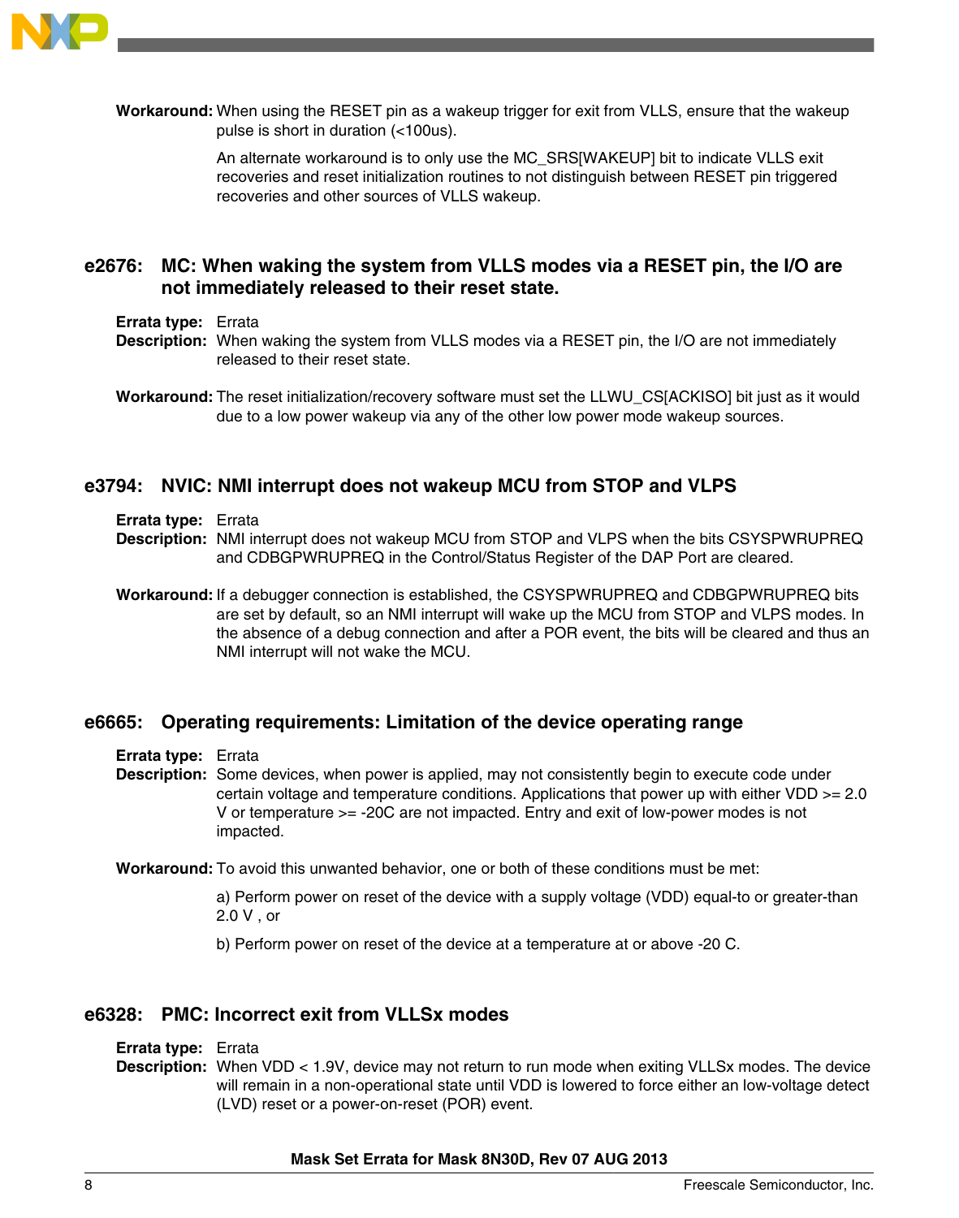**Workaround:** When using the RESET pin as a wakeup trigger for exit from VLLS, ensure that the wakeup pulse is short in duration (<100us).

An alternate workaround is to only use the MC_SRS[WAKEUP] bit to indicate VLLS exit recoveries and reset initialization routines to not distinguish between RESET pin triggered recoveries and other sources of VLLS wakeup.

## e2676: MC: When waking the system from VLLS modes via a RESET pin, the I/O are not immediately released to their reset state.

**Errata type:** Errata

**Description:** When waking the system from VLLS modes via a RESET pin, the I/O are not immediately released to their reset state.

**Workaround:** The reset initialization/recovery software must set the LLWU_CS[ACKISO] bit just as it would due to a low power wakeup via any of the other low power mode wakeup sources.

## e3794: NVIC: NMI interrupt does not wakeup MCU from STOP and VLPS

**Errata type:** Errata

**Description:** NMI interrupt does not wakeup MCU from STOP and VLPS when the bits CSYSPWRUPREQ and CDBGPWRUPREQ in the Control/Status Register of the DAP Port are cleared.

**Workaround:** If a debugger connection is established, the CSYSPWRUPREQ and CDBGPWRUPREQ bits are set by default, so an NMI interrupt will wake up the MCU from STOP and VLPS modes. In the absence of a debug connection and after a POR event, the bits will be cleared and thus an NMI interrupt will not wake the MCU.

## e6665: Operating requirements: Limitation of the device operating range

**Errata type:** Errata

**Description:** Some devices, when power is applied, may not consistently begin to execute code under certain voltage and temperature conditions. Applications that power up with either VDD >= 2.0 V or temperature >= -20C are not impacted. Entry and exit of low-power modes is not impacted.

**Workaround:** To avoid this unwanted behavior, one or both of these conditions must be met:

a) Perform power on reset of the device with a supply voltage (VDD) equal-to or greater-than 2.0 V , or

b) Perform power on reset of the device at a temperature at or above -20 C.

## e6328: PMC: Incorrect exit from VLLSx modes

**Errata type:** Errata

**Description:** When VDD < 1.9V, device may not return to run mode when exiting VLLSx modes. The device will remain in a non-operational state until VDD is lowered to force either an low-voltage detect (LVD) reset or a power-on-reset (POR) event.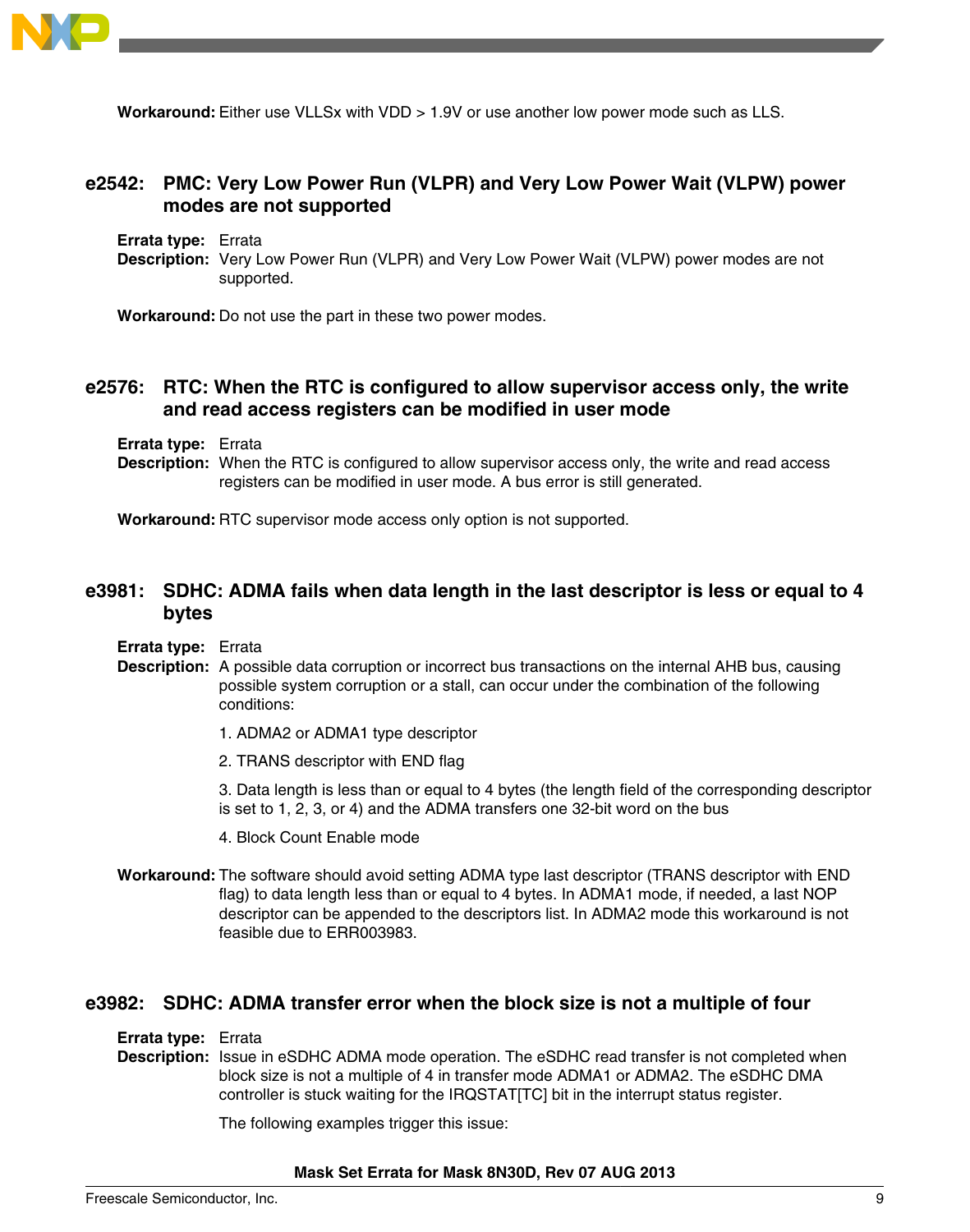**Workaround:** Either use VLLSx with VDD > 1.9V or use another low power mode such as LLS.

## e2542: PMC: Very Low Power Run (VLPR) and Very Low Power Wait (VLPW) power modes are not supported

**Errata type:** Errata

**Description:** Very Low Power Run (VLPR) and Very Low Power Wait (VLPW) power modes are not supported.

**Workaround:** Do not use the part in these two power modes.

## e2576: RTC: When the RTC is configured to allow supervisor access only, the write and read access registers can be modified in user mode

**Errata type:** Errata

**Description:** When the RTC is configured to allow supervisor access only, the write and read access registers can be modified in user mode. A bus error is still generated.

**Workaround:** RTC supervisor mode access only option is not supported.

## e3981: SDHC: ADMA fails when data length in the last descriptor is less or equal to 4 bytes

**Errata type:** Errata

**Description:** A possible data corruption or incorrect bus transactions on the internal AHB bus, causing possible system corruption or a stall, can occur under the combination of the following conditions:

1. ADMA2 or ADMA1 type descriptor
2. TRANS descriptor with END flag
3. Data length is less than or equal to 4 bytes (the length field of the corresponding descriptor is set to 1, 2, 3, or 4) and the ADMA transfers one 32-bit word on the bus
4. Block Count Enable mode

**Workaround:** The software should avoid setting ADMA type last descriptor (TRANS descriptor with END flag) to data length less than or equal to 4 bytes. In ADMA1 mode, if needed, a last NOP descriptor can be appended to the descriptors list. In ADMA2 mode this workaround is not feasible due to ERR003983.

## e3982: SDHC: ADMA transfer error when the block size is not a multiple of four

**Errata type:** Errata

**Description:** Issue in eSDHC ADMA mode operation. The eSDHC read transfer is not completed when block size is not a multiple of 4 in transfer mode ADMA1 or ADMA2. The eSDHC DMA controller is stuck waiting for the IRQSTAT[TC] bit in the interrupt status register.

The following examples trigger this issue: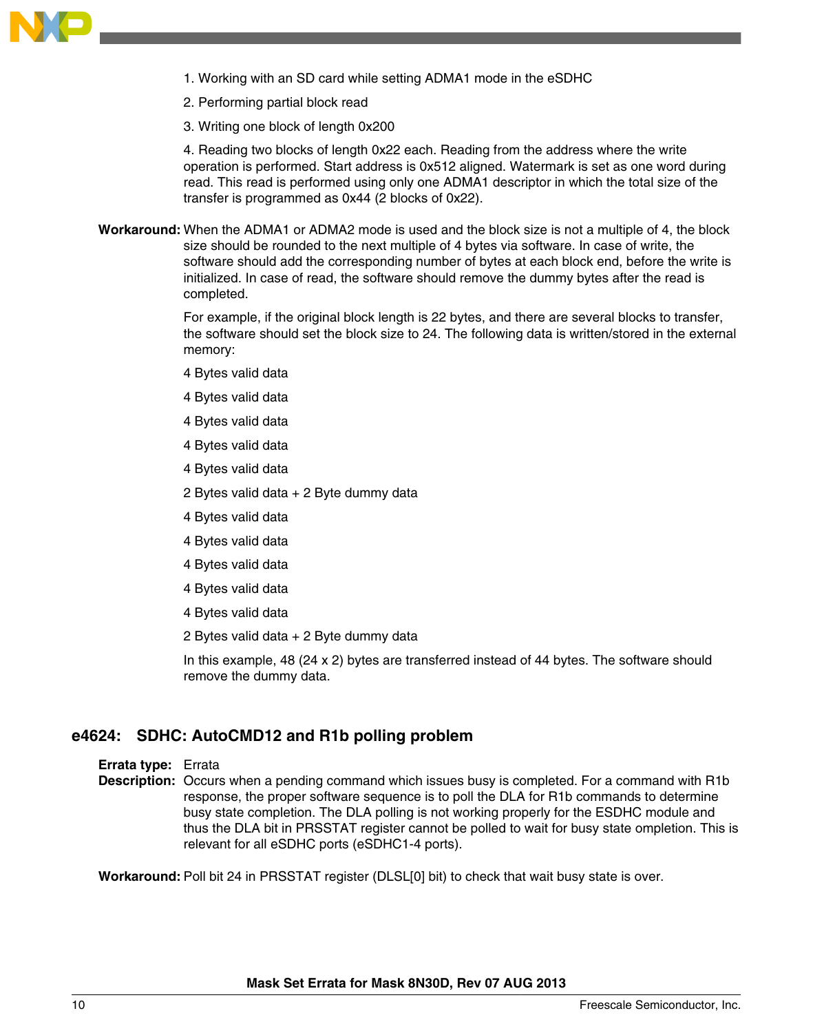1. Working with an SD card while setting ADMA1 mode in the eSDHC

2. Performing partial block read

3. Writing one block of length 0x200

4. Reading two blocks of length 0x22 each. Reading from the address where the write operation is performed. Start address is 0x512 aligned. Watermark is set as one word during read. This read is performed using only one ADMA1 descriptor in which the total size of the transfer is programmed as 0x44 (2 blocks of 0x22).

**Workaround:** When the ADMA1 or ADMA2 mode is used and the block size is not a multiple of 4, the block size should be rounded to the next multiple of 4 bytes via software. In case of write, the software should add the corresponding number of bytes at each block end, before the write is initialized. In case of read, the software should remove the dummy bytes after the read is completed.

For example, if the original block length is 22 bytes, and there are several blocks to transfer, the software should set the block size to 24. The following data is written/stored in the external memory:

4 Bytes valid data

4 Bytes valid data

4 Bytes valid data

4 Bytes valid data

4 Bytes valid data

2 Bytes valid data + 2 Byte dummy data

4 Bytes valid data

4 Bytes valid data

4 Bytes valid data

4 Bytes valid data

4 Bytes valid data

2 Bytes valid data + 2 Byte dummy data

In this example, 48 (24 x 2) bytes are transferred instead of 44 bytes. The software should remove the dummy data.

## e4624: SDHC: AutoCMD12 and R1b polling problem

**Errata type:** Errata

**Description:** Occurs when a pending command which issues busy is completed. For a command with R1b response, the proper software sequence is to poll the DLA for R1b commands to determine busy state completion. The DLA polling is not working properly for the ESDHC module and thus the DLA bit in PRSSTAT register cannot be polled to wait for busy state ompletion. This is relevant for all eSDHC ports (eSDHC1-4 ports).

**Workaround:** Poll bit 24 in PRSSTAT register (DLSL[0] bit) to check that wait busy state is over.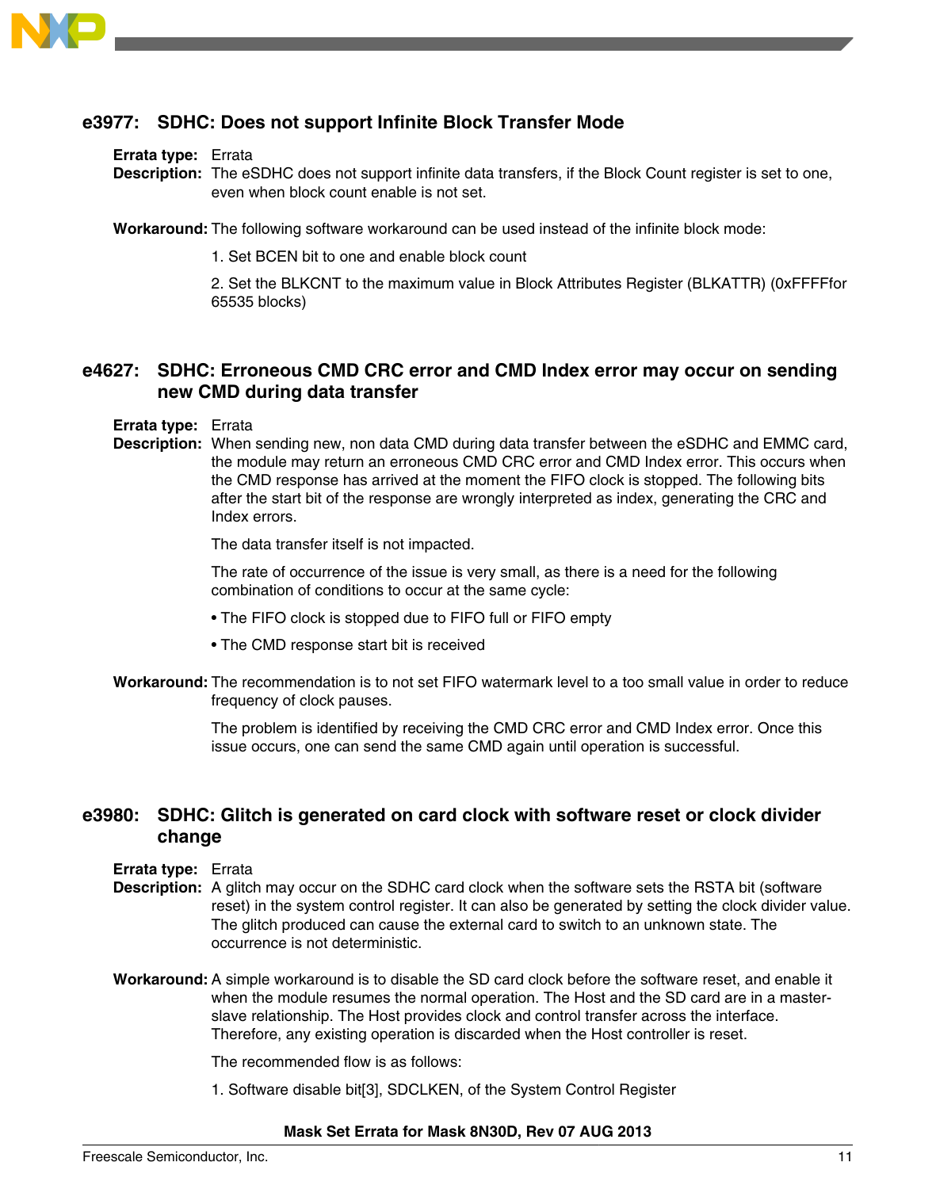## e3977: SDHC: Does not support Infinite Block Transfer Mode

**Errata type:** Errata

**Description:** The eSDHC does not support infinite data transfers, if the Block Count register is set to one, even when block count enable is not set.

**Workaround:** The following software workaround can be used instead of the infinite block mode:

1. Set BCEN bit to one and enable block count

2. Set the BLKCNT to the maximum value in Block Attributes Register (BLKATTR) (0xFFFFfor 65535 blocks)

## e4627: SDHC: Erroneous CMD CRC error and CMD Index error may occur on sending new CMD during data transfer

**Errata type:** Errata

**Description:** When sending new, non data CMD during data transfer between the eSDHC and EMMC card, the module may return an erroneous CMD CRC error and CMD Index error. This occurs when the CMD response has arrived at the moment the FIFO clock is stopped. The following bits after the start bit of the response are wrongly interpreted as index, generating the CRC and Index errors.

The data transfer itself is not impacted.

The rate of occurrence of the issue is very small, as there is a need for the following combination of conditions to occur at the same cycle:

- The FIFO clock is stopped due to FIFO full or FIFO empty
- The CMD response start bit is received

**Workaround:** The recommendation is to not set FIFO watermark level to a too small value in order to reduce frequency of clock pauses.

The problem is identified by receiving the CMD CRC error and CMD Index error. Once this issue occurs, one can send the same CMD again until operation is successful.

## e3980: SDHC: Glitch is generated on card clock with software reset or clock divider change

**Errata type:** Errata

**Description:** A glitch may occur on the SDHC card clock when the software sets the RSTA bit (software reset) in the system control register. It can also be generated by setting the clock divider value. The glitch produced can cause the external card to switch to an unknown state. The occurrence is not deterministic.

**Workaround:** A simple workaround is to disable the SD card clock before the software reset, and enable it when the module resumes the normal operation. The Host and the SD card are in a master-slave relationship. The Host provides clock and control transfer across the interface. Therefore, any existing operation is discarded when the Host controller is reset.

The recommended flow is as follows:

1. Software disable bit[3], SDCLKEN, of the System Control Register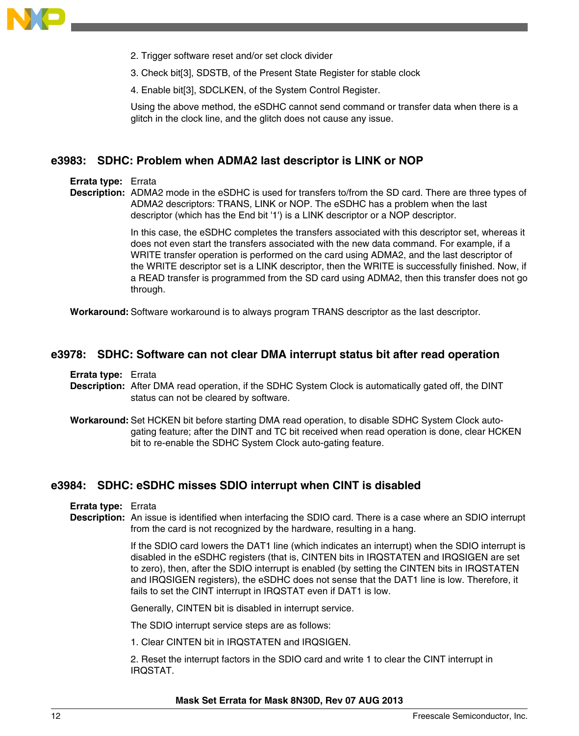2. Trigger software reset and/or set clock divider

3. Check bit[3], SDSTB, of the Present State Register for stable clock

4. Enable bit[3], SDCLKEN, of the System Control Register.

Using the above method, the eSDHC cannot send command or transfer data when there is a glitch in the clock line, and the glitch does not cause any issue.

## e3983: SDHC: Problem when ADMA2 last descriptor is LINK or NOP

**Errata type:** Errata

**Description:** ADMA2 mode in the eSDHC is used for transfers to/from the SD card. There are three types of ADMA2 descriptors: TRANS, LINK or NOP. The eSDHC has a problem when the last descriptor (which has the End bit '1') is a LINK descriptor or a NOP descriptor.

In this case, the eSDHC completes the transfers associated with this descriptor set, whereas it does not even start the transfers associated with the new data command. For example, if a WRITE transfer operation is performed on the card using ADMA2, and the last descriptor of the WRITE descriptor set is a LINK descriptor, then the WRITE is successfully finished. Now, if a READ transfer is programmed from the SD card using ADMA2, then this transfer does not go through.

**Workaround:** Software workaround is to always program TRANS descriptor as the last descriptor.

## e3978: SDHC: Software can not clear DMA interrupt status bit after read operation

**Errata type:** Errata

**Description:** After DMA read operation, if the SDHC System Clock is automatically gated off, the DINT status can not be cleared by software.

**Workaround:** Set HCKEN bit before starting DMA read operation, to disable SDHC System Clock auto-gating feature; after the DINT and TC bit received when read operation is done, clear HCKEN bit to re-enable the SDHC System Clock auto-gating feature.

## e3984: SDHC: eSDHC misses SDIO interrupt when CINT is disabled

**Errata type:** Errata

**Description:** An issue is identified when interfacing the SDIO card. There is a case where an SDIO interrupt from the card is not recognized by the hardware, resulting in a hang.

If the SDIO card lowers the DAT1 line (which indicates an interrupt) when the SDIO interrupt is disabled in the eSDHC registers (that is, CINTEN bits in IRQSTATEN and IRQSIGEN are set to zero), then, after the SDIO interrupt is enabled (by setting the CINTEN bits in IRQSTATEN and IRQSIGEN registers), the eSDHC does not sense that the DAT1 line is low. Therefore, it fails to set the CINT interrupt in IRQSTAT even if DAT1 is low.

Generally, CINTEN bit is disabled in interrupt service.

The SDIO interrupt service steps are as follows:

1. Clear CINTEN bit in IRQSTATEN and IRQSIGEN.

2. Reset the interrupt factors in the SDIO card and write 1 to clear the CINT interrupt in IRQSTAT.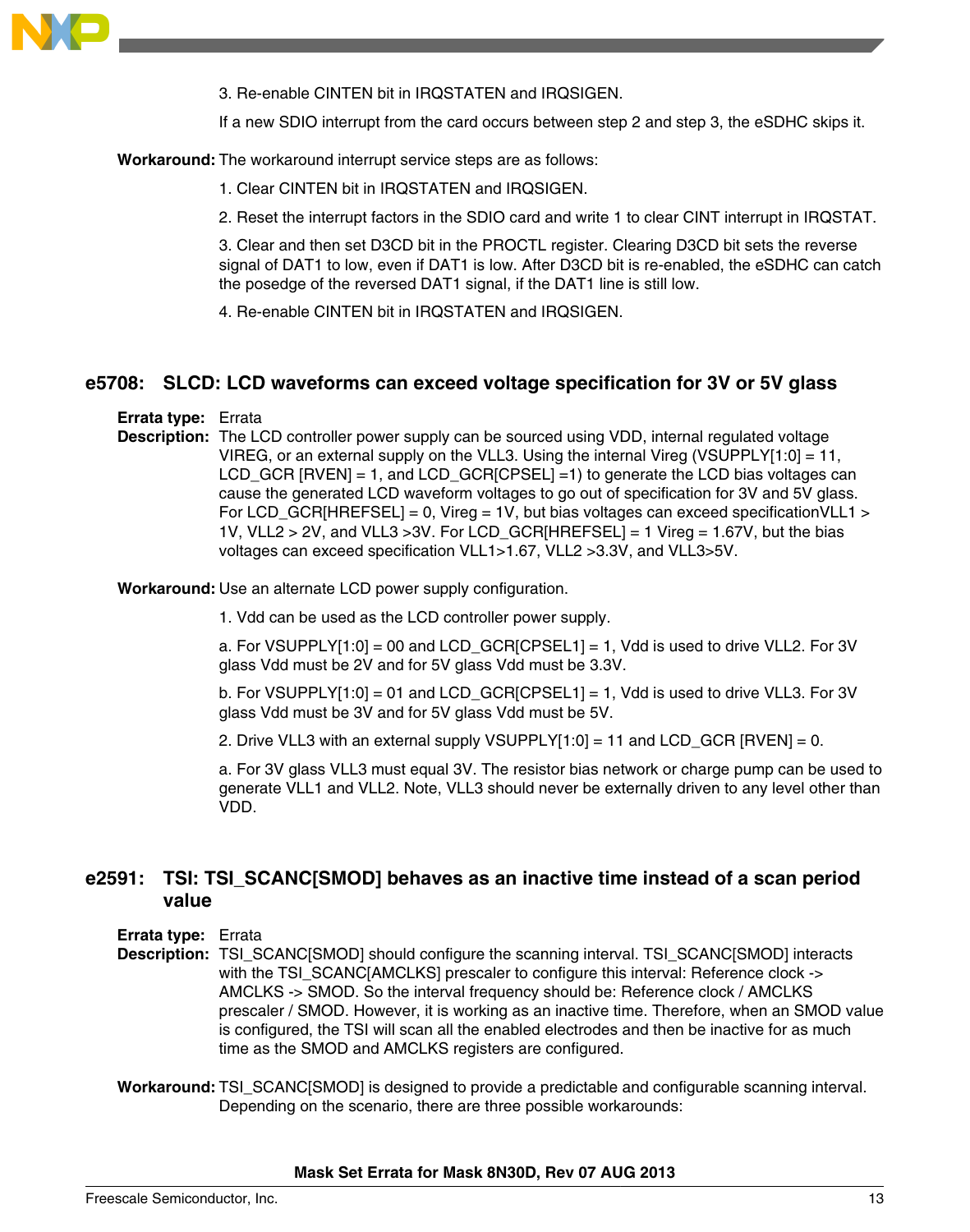3. Re-enable CINTEN bit in IRQSTATEN and IRQSIGEN.

If a new SDIO interrupt from the card occurs between step 2 and step 3, the eSDHC skips it.

**Workaround:** The workaround interrupt service steps are as follows:

1. Clear CINTEN bit in IRQSTATEN and IRQSIGEN.

2. Reset the interrupt factors in the SDIO card and write 1 to clear CINT interrupt in IRQSTAT.

3. Clear and then set D3CD bit in the PROCTL register. Clearing D3CD bit sets the reverse signal of DAT1 to low, even if DAT1 is low. After D3CD bit is re-enabled, the eSDHC can catch the posedge of the reversed DAT1 signal, if the DAT1 line is still low.

4. Re-enable CINTEN bit in IRQSTATEN and IRQSIGEN.

## e5708: SLCD: LCD waveforms can exceed voltage specification for 3V or 5V glass

**Errata type:** Errata

**Description:** The LCD controller power supply can be sourced using VDD, internal regulated voltage VIREG, or an external supply on the VLL3. Using the internal Vireg (VSUPPLY[1:0] = 11, LCD_GCR [RVEN] = 1, and LCD_GCR[CPSEL] =1) to generate the LCD bias voltages can cause the generated LCD waveform voltages to go out of specification for 3V and 5V glass. For LCD_GCR[HREFSEL] = 0, Vireg = 1V, but bias voltages can exceed specificationVLL1 > 1V, VLL2 > 2V, and VLL3 >3V. For LCD_GCR[HREFSEL] = 1 Vireg = 1.67V, but the bias voltages can exceed specification VLL1>1.67, VLL2 >3.3V, and VLL3>5V.

**Workaround:** Use an alternate LCD power supply configuration.

1. Vdd can be used as the LCD controller power supply.

a. For VSUPPLY[1:0] = 00 and LCD_GCR[CPSEL1] = 1, Vdd is used to drive VLL2. For 3V glass Vdd must be 2V and for 5V glass Vdd must be 3.3V.

b. For VSUPPLY[1:0] = 01 and LCD_GCR[CPSEL1] = 1, Vdd is used to drive VLL3. For 3V glass Vdd must be 3V and for 5V glass Vdd must be 5V.

2. Drive VLL3 with an external supply VSUPPLY[1:0] = 11 and LCD_GCR [RVEN] = 0.

a. For 3V glass VLL3 must equal 3V. The resistor bias network or charge pump can be used to generate VLL1 and VLL2. Note, VLL3 should never be externally driven to any level other than VDD.

## e2591: TSI: TSI_SCANC[SMOD] behaves as an inactive time instead of a scan period value

**Errata type:** Errata

**Description:** TSI_SCANC[SMOD] should configure the scanning interval. TSI_SCANC[SMOD] interacts with the TSI_SCANC[AMCLKS] prescaler to configure this interval: Reference clock -> AMCLKS -> SMOD. So the interval frequency should be: Reference clock / AMCLKS prescaler / SMOD. However, it is working as an inactive time. Therefore, when an SMOD value is configured, the TSI will scan all the enabled electrodes and then be inactive for as much time as the SMOD and AMCLKS registers are configured.

**Workaround:** TSI_SCANC[SMOD] is designed to provide a predictable and configurable scanning interval. Depending on the scenario, there are three possible workarounds: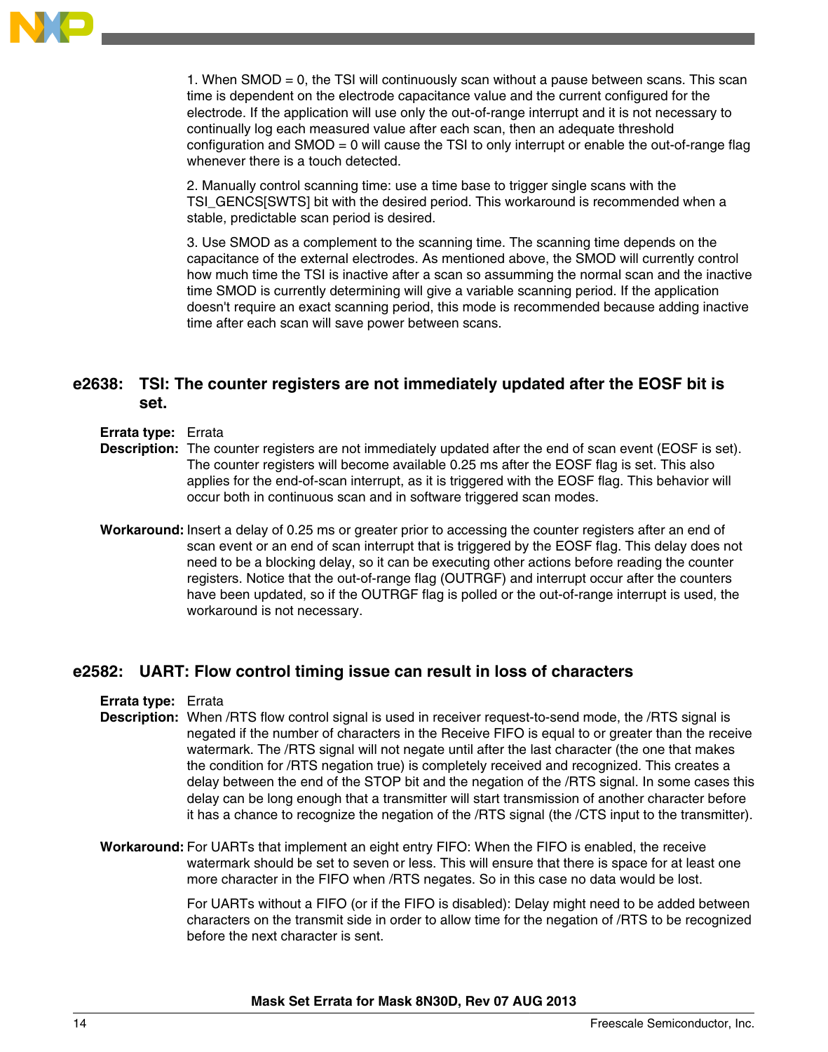1. When SMOD = 0, the TSI will continuously scan without a pause between scans. This scan time is dependent on the electrode capacitance value and the current configured for the electrode. If the application will use only the out-of-range interrupt and it is not necessary to continually log each measured value after each scan, then an adequate threshold configuration and SMOD = 0 will cause the TSI to only interrupt or enable the out-of-range flag whenever there is a touch detected.

2. Manually control scanning time: use a time base to trigger single scans with the TSI_GENCS[SWTS] bit with the desired period. This workaround is recommended when a stable, predictable scan period is desired.

3. Use SMOD as a complement to the scanning time. The scanning time depends on the capacitance of the external electrodes. As mentioned above, the SMOD will currently control how much time the TSI is inactive after a scan so assumming the normal scan and the inactive time SMOD is currently determining will give a variable scanning period. If the application doesn't require an exact scanning period, this mode is recommended because adding inactive time after each scan will save power between scans.

## e2638: TSI: The counter registers are not immediately updated after the EOSF bit is set.

**Errata type:** Errata

**Description:** The counter registers are not immediately updated after the end of scan event (EOSF is set). The counter registers will become available 0.25 ms after the EOSF flag is set. This also applies for the end-of-scan interrupt, as it is triggered with the EOSF flag. This behavior will occur both in continuous scan and in software triggered scan modes.

**Workaround:** Insert a delay of 0.25 ms or greater prior to accessing the counter registers after an end of scan event or an end of scan interrupt that is triggered by the EOSF flag. This delay does not need to be a blocking delay, so it can be executing other actions before reading the counter registers. Notice that the out-of-range flag (OUTRGF) and interrupt occur after the counters have been updated, so if the OUTRGF flag is polled or the out-of-range interrupt is used, the workaround is not necessary.

## e2582: UART: Flow control timing issue can result in loss of characters

**Errata type:** Errata

**Description:** When /RTS flow control signal is used in receiver request-to-send mode, the /RTS signal is negated if the number of characters in the Receive FIFO is equal to or greater than the receive watermark. The /RTS signal will not negate until after the last character (the one that makes the condition for /RTS negation true) is completely received and recognized. This creates a delay between the end of the STOP bit and the negation of the /RTS signal. In some cases this delay can be long enough that a transmitter will start transmission of another character before it has a chance to recognize the negation of the /RTS signal (the /CTS input to the transmitter).

**Workaround:** For UARTs that implement an eight entry FIFO: When the FIFO is enabled, the receive watermark should be set to seven or less. This will ensure that there is space for at least one more character in the FIFO when /RTS negates. So in this case no data would be lost.

For UARTs without a FIFO (or if the FIFO is disabled): Delay might need to be added between characters on the transmit side in order to allow time for the negation of /RTS to be recognized before the next character is sent.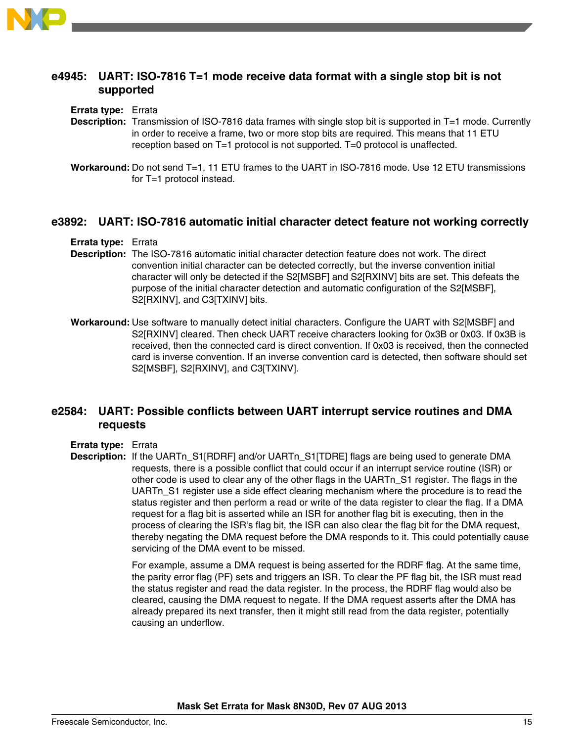## e4945: UART: ISO-7816 T=1 mode receive data format with a single stop bit is not supported

**Errata type:** Errata

**Description:** Transmission of ISO-7816 data frames with single stop bit is supported in T=1 mode. Currently in order to receive a frame, two or more stop bits are required. This means that 11 ETU reception based on T=1 protocol is not supported. T=0 protocol is unaffected.

**Workaround:** Do not send T=1, 11 ETU frames to the UART in ISO-7816 mode. Use 12 ETU transmissions for T=1 protocol instead.

## e3892: UART: ISO-7816 automatic initial character detect feature not working correctly

**Errata type:** Errata

**Description:** The ISO-7816 automatic initial character detection feature does not work. The direct convention initial character can be detected correctly, but the inverse convention initial character will only be detected if the S2[MSBF] and S2[RXINV] bits are set. This defeats the purpose of the initial character detection and automatic configuration of the S2[MSBF], S2[RXINV], and C3[TXINV] bits.

**Workaround:** Use software to manually detect initial characters. Configure the UART with S2[MSBF] and S2[RXINV] cleared. Then check UART receive characters looking for 0x3B or 0x03. If 0x3B is received, then the connected card is direct convention. If 0x03 is received, then the connected card is inverse convention. If an inverse convention card is detected, then software should set S2[MSBF], S2[RXINV], and C3[TXINV].

## e2584: UART: Possible conflicts between UART interrupt service routines and DMA requests

**Errata type:** Errata

**Description:** If the UARTn_S1[RDRF] and/or UARTn_S1[TDRE] flags are being used to generate DMA requests, there is a possible conflict that could occur if an interrupt service routine (ISR) or other code is used to clear any of the other flags in the UARTn_S1 register. The flags in the UARTn_S1 register use a side effect clearing mechanism where the procedure is to read the status register and then perform a read or write of the data register to clear the flag. If a DMA request for a flag bit is asserted while an ISR for another flag bit is executing, then in the process of clearing the ISR's flag bit, the ISR can also clear the flag bit for the DMA request, thereby negating the DMA request before the DMA responds to it. This could potentially cause servicing of the DMA event to be missed.

For example, assume a DMA request is being asserted for the RDRF flag. At the same time, the parity error flag (PF) sets and triggers an ISR. To clear the PF flag bit, the ISR must read the status register and read the data register. In the process, the RDRF flag would also be cleared, causing the DMA request to negate. If the DMA request asserts after the DMA has already prepared its next transfer, then it might still read from the data register, potentially causing an underflow.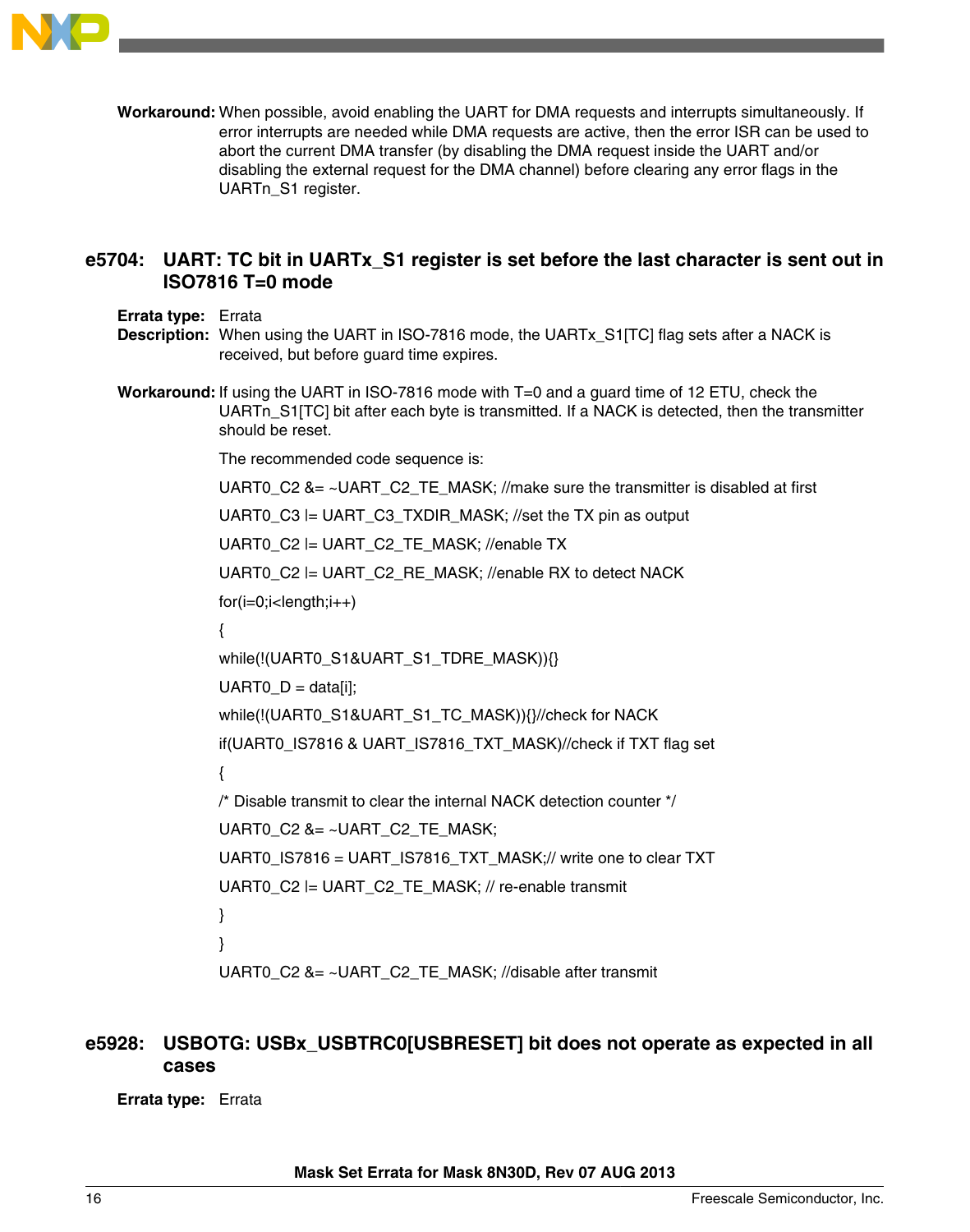**Workaround:** When possible, avoid enabling the UART for DMA requests and interrupts simultaneously. If error interrupts are needed while DMA requests are active, then the error ISR can be used to abort the current DMA transfer (by disabling the DMA request inside the UART and/or disabling the external request for the DMA channel) before clearing any error flags in the UARTn_S1 register.

## e5704: UART: TC bit in UARTx_S1 register is set before the last character is sent out in ISO7816 T=0 mode

**Errata type:** Errata

**Description:** When using the UART in ISO-7816 mode, the UARTx_S1[TC] flag sets after a NACK is received, but before guard time expires.

**Workaround:** If using the UART in ISO-7816 mode with T=0 and a guard time of 12 ETU, check the UARTn_S1[TC] bit after each byte is transmitted. If a NACK is detected, then the transmitter should be reset.

The recommended code sequence is:

```
UART0_C2 &= ~UART_C2_TE_MASK; //make sure the transmitter is disabled at first
UART0_C3 |= UART_C3_TXDIR_MASK; //set the TX pin as output
UART0_C2 |= UART_C2_TE_MASK; //enable TX
UART0_C2 |= UART_C2_RE_MASK; //enable RX to detect NACK
for(i=0;i<length;i++)
{
while(!(UART0_S1&UART_S1_TDRE_MASK)){}
UART0_D = data[i];
while(!(UART0_S1&UART_S1_TC_MASK)){}//check for NACK
if(UART0_IS7816 & UART_IS7816_TXT_MASK)//check if TXT flag set
{
/* Disable transmit to clear the internal NACK detection counter */
UART0_C2 &= ~UART_C2_TE_MASK;
UART0_IS7816 = UART_IS7816_TXT_MASK;// write one to clear TXT
UART0_C2 |= UART_C2_TE_MASK; // re-enable transmit
}
}
UART0_C2 &= ~UART_C2_TE_MASK; //disable after transmit
```

## e5928: USBOTG: USBx_USBTRC0[USBRESET] bit does not operate as expected in all cases

**Errata type:** Errata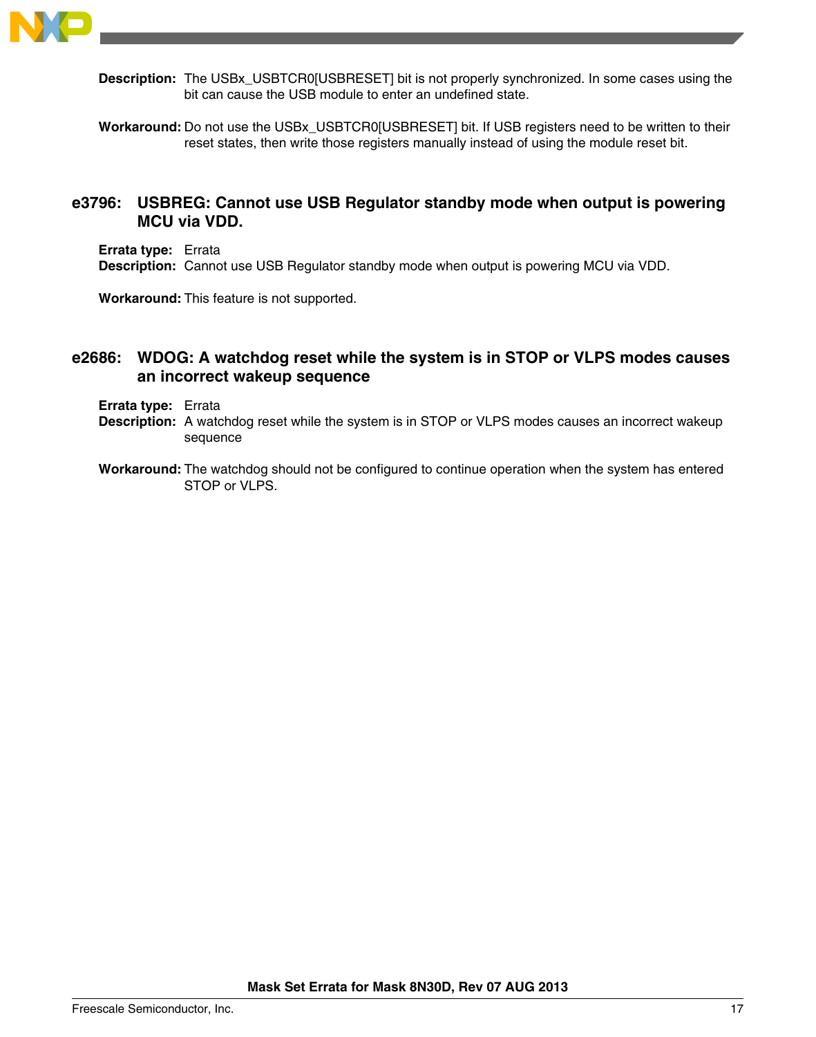**Description:** The USBx_USBTCR0[USBRESET] bit is not properly synchronized. In some cases using the bit can cause the USB module to enter an undefined state.

**Workaround:** Do not use the USBx_USBTCR0[USBRESET] bit. If USB registers need to be written to their reset states, then write those registers manually instead of using the module reset bit.

## e3796: USBREG: Cannot use USB Regulator standby mode when output is powering MCU via VDD.

**Errata type:** Errata

**Description:** Cannot use USB Regulator standby mode when output is powering MCU via VDD.

**Workaround:** This feature is not supported.

## e2686: WDOG: A watchdog reset while the system is in STOP or VLPS modes causes an incorrect wakeup sequence

**Errata type:** Errata

**Description:** A watchdog reset while the system is in STOP or VLPS modes causes an incorrect wakeup sequence

**Workaround:** The watchdog should not be configured to continue operation when the system has entered STOP or VLPS.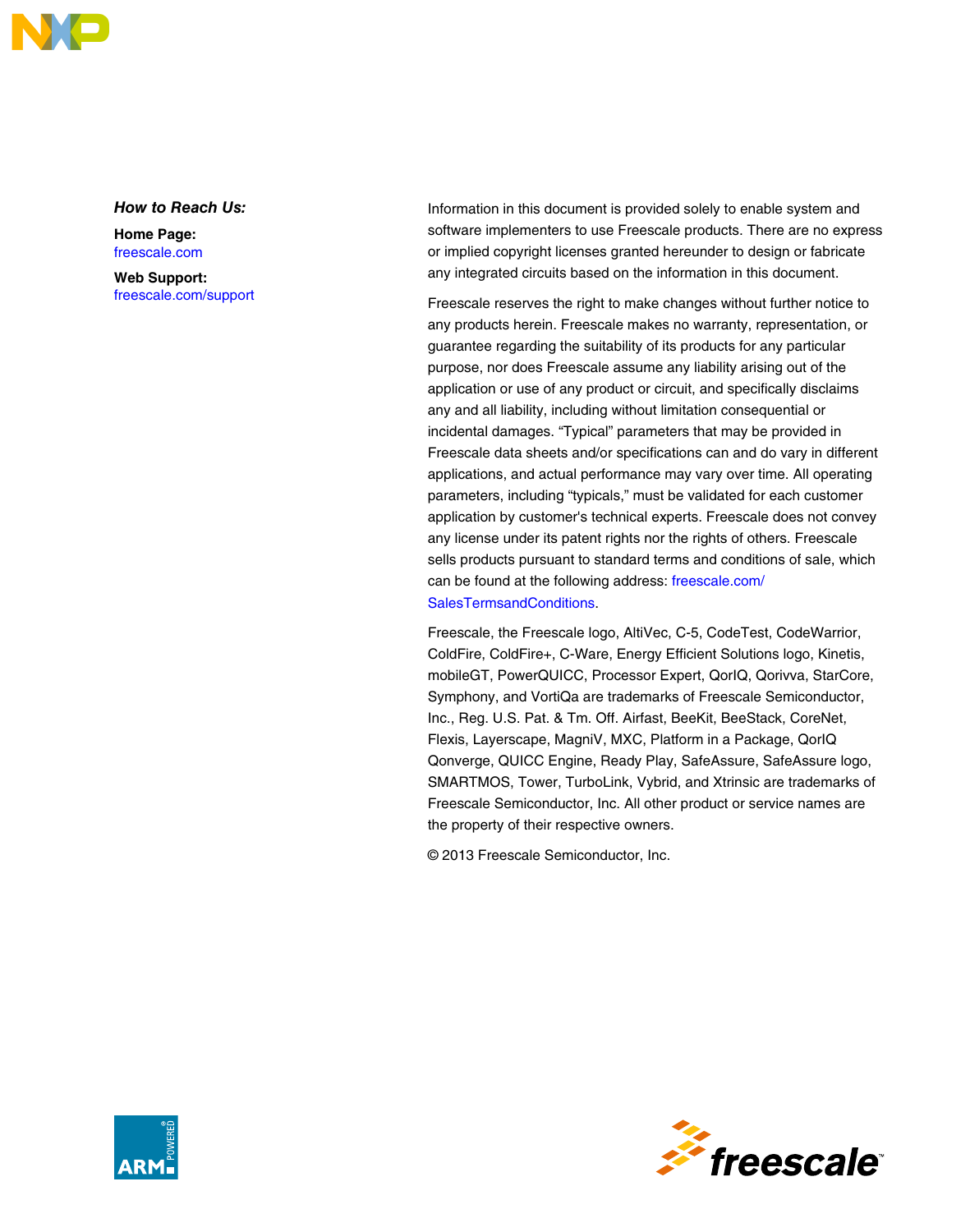***How to Reach Us:***

**Home Page:**
freescale.com

**Web Support:**
freescale.com/support

Information in this document is provided solely to enable system and software implementers to use Freescale products. There are no express or implied copyright licenses granted hereunder to design or fabricate any integrated circuits based on the information in this document.

Freescale reserves the right to make changes without further notice to any products herein. Freescale makes no warranty, representation, or guarantee regarding the suitability of its products for any particular purpose, nor does Freescale assume any liability arising out of the application or use of any product or circuit, and specifically disclaims any and all liability, including without limitation consequential or incidental damages. “Typical” parameters that may be provided in Freescale data sheets and/or specifications can and do vary in different applications, and actual performance may vary over time. All operating parameters, including “typicals,” must be validated for each customer application by customer's technical experts. Freescale does not convey any license under its patent rights nor the rights of others. Freescale sells products pursuant to standard terms and conditions of sale, which can be found at the following address: freescale.com/SalesTermsandConditions.

Freescale, the Freescale logo, AltiVec, C-5, CodeTest, CodeWarrior, ColdFire, ColdFire+, C-Ware, Energy Efficient Solutions logo, Kinetis, mobileGT, PowerQUICC, Processor Expert, QorIQ, Qorivva, StarCore, Symphony, and VortiQa are trademarks of Freescale Semiconductor, Inc., Reg. U.S. Pat. & Tm. Off. Airfast, BeeKit, BeeStack, CoreNet, Flexis, Layerscape, MagniV, MXC, Platform in a Package, QorIQ Qonverge, QUICC Engine, Ready Play, SafeAssure, SafeAssure logo, SMARTMOS, Tower, TurboLink, Vybrid, and Xtrinsic are trademarks of Freescale Semiconductor, Inc. All other product or service names are the property of their respective owners.

© 2013 Freescale Semiconductor, Inc.